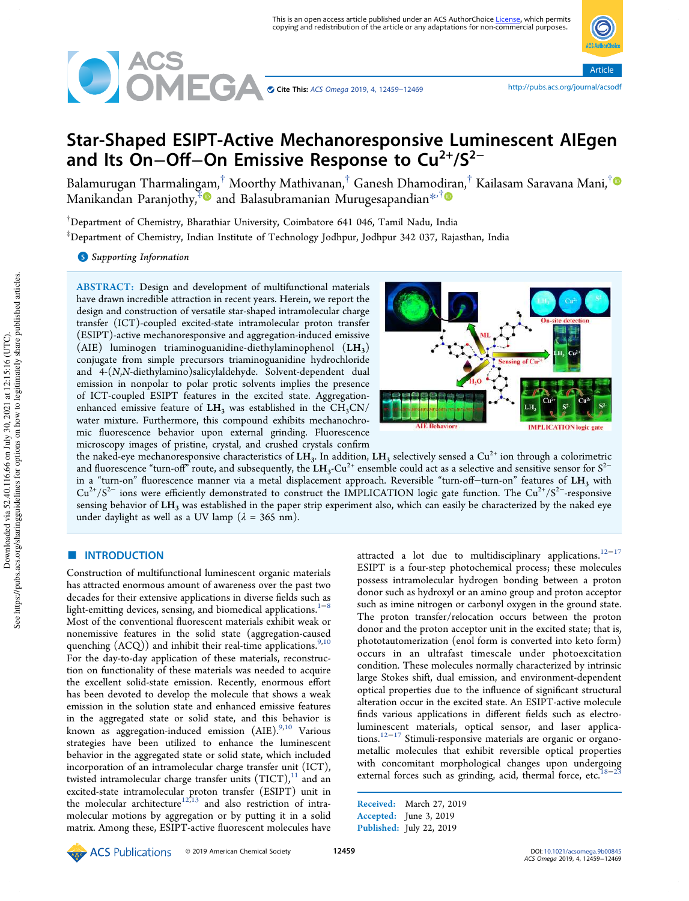# Star-Shaped ESIPT-Active Mechanoresponsive Luminescent AIEgen and Its On−Off−On Emissive Response to $Cu^{2+}/S^{2-}$

Balamurugan Tharmalingam,[†] Moorthy Mathivanan,[†] Ganesh Dhamodiran,[†] Kailasam Saravana Mani,[†] Manikandan Paranjothy,[‡] and Balasubramanian Murugesapandian*,[†]

[†]Department of Chemistry, Bharathiar University, Coimbatore 641 046, Tamil Nadu, India

[‡]Department of Chemistry, Indian Institute of Technology Jodhpur, Jodhpur 342 037, Rajasthan, India

*S* Supporting Information

**ABSTRACT:** Design and development of multifunctional materials have drawn incredible attraction in recent years. Herein, we report the design and construction of versatile star-shaped intramolecular charge transfer (ICT)-coupled excited-state intramolecular proton transfer (ESIPT)-active mechanoresponsive and aggregation-induced emissive (AIE) luminogen triaminoguanidine-diethylaminophenol (**$LH_3$**) conjugate from simple precursors triaminoguanidine hydrochloride and 4-(*N*,*N*-diethylamino)salicylaldehyde. Solvent-dependent dual emission in nonpolar to polar protic solvents implies the presence of ICT-coupled ESIPT features in the excited state. Aggregation-enhanced emissive feature of **$LH_3$** was established in the $CH_3CN$/water mixture. Furthermore, this compound exhibits mechanochromic fluorescence behavior upon external grinding. Fluorescence microscopy images of pristine, crystal, and crushed crystals confirm the naked-eye mechanoresponsive characteristics of **$LH_3$**. In addition, **$LH_3$** selectively sensed a $Cu^{2+}$ ion through a colorimetric and fluorescence "turn-off" route, and subsequently, the **$LH_3$**-$Cu^{2+}$ ensemble could act as a selective and sensitive sensor for $S^{2-}$ in a "turn-on" fluorescence manner via a metal displacement approach. Reversible "turn-off−turn-on" features of **$LH_3$** with $Cu^{2+}/S^{2-}$ ions were efficiently demonstrated to construct the IMPLICATION logic gate function. The $Cu^{2+}/S^{2-}$-responsive sensing behavior of **$LH_3$** was established in the paper strip experiment also, which can easily be characterized by the naked eye under daylight as well as a UV lamp ($\lambda$ = 365 nm).

## INTRODUCTION

Construction of multifunctional luminescent organic materials has attracted enormous amount of awareness over the past two decades for their extensive applications in diverse fields such as light-emitting devices, sensing, and biomedical applications.[1−8] Most of the conventional fluorescent materials exhibit weak or nonemissive features in the solid state (aggregation-caused quenching (ACQ)) and inhibit their real-time applications.[9,10] For the day-to-day application of these materials, reconstruction on functionality of these materials was needed to acquire the excellent solid-state emission. Recently, enormous effort has been devoted to develop the molecule that shows a weak emission in the solution state and enhanced emissive features in the aggregated state or solid state, and this behavior is known as aggregation-induced emission (AIE).[9,10] Various strategies have been utilized to enhance the luminescent behavior in the aggregated state or solid state, which included incorporation of an intramolecular charge transfer unit (ICT), twisted intramolecular charge transfer units (TICT),[11] and an excited-state intramolecular proton transfer (ESIPT) unit in the molecular architecture[12,13] and also restriction of intramolecular motions by aggregation or by putting it in a solid matrix. Among these, ESIPT-active fluorescent molecules have attracted a lot due to multidisciplinary applications.[12−17] ESIPT is a four-step photochemical process; these molecules possess intramolecular hydrogen bonding between a proton donor such as hydroxyl or an amino group and proton acceptor such as imine nitrogen or carbonyl oxygen in the ground state. The proton transfer/relocation occurs between the proton donor and the proton acceptor unit in the excited state; that is, phototautomerization (enol form is converted into keto form) occurs in an ultrafast timescale under photoexcitation condition. These molecules normally characterized by intrinsic large Stokes shift, dual emission, and environment-dependent optical properties due to the influence of significant structural alteration occur in the excited state. An ESIPT-active molecule finds various applications in different fields such as electroluminescent materials, optical sensor, and laser applications.[12−17] Stimuli-responsive materials are organic or organometallic molecules that exhibit reversible optical properties with concomitant morphological changes upon undergoing external forces such as grinding, acid, thermal force, etc.[18−23]

Received: March 27, 2019
Accepted: June 3, 2019
Published: July 22, 2019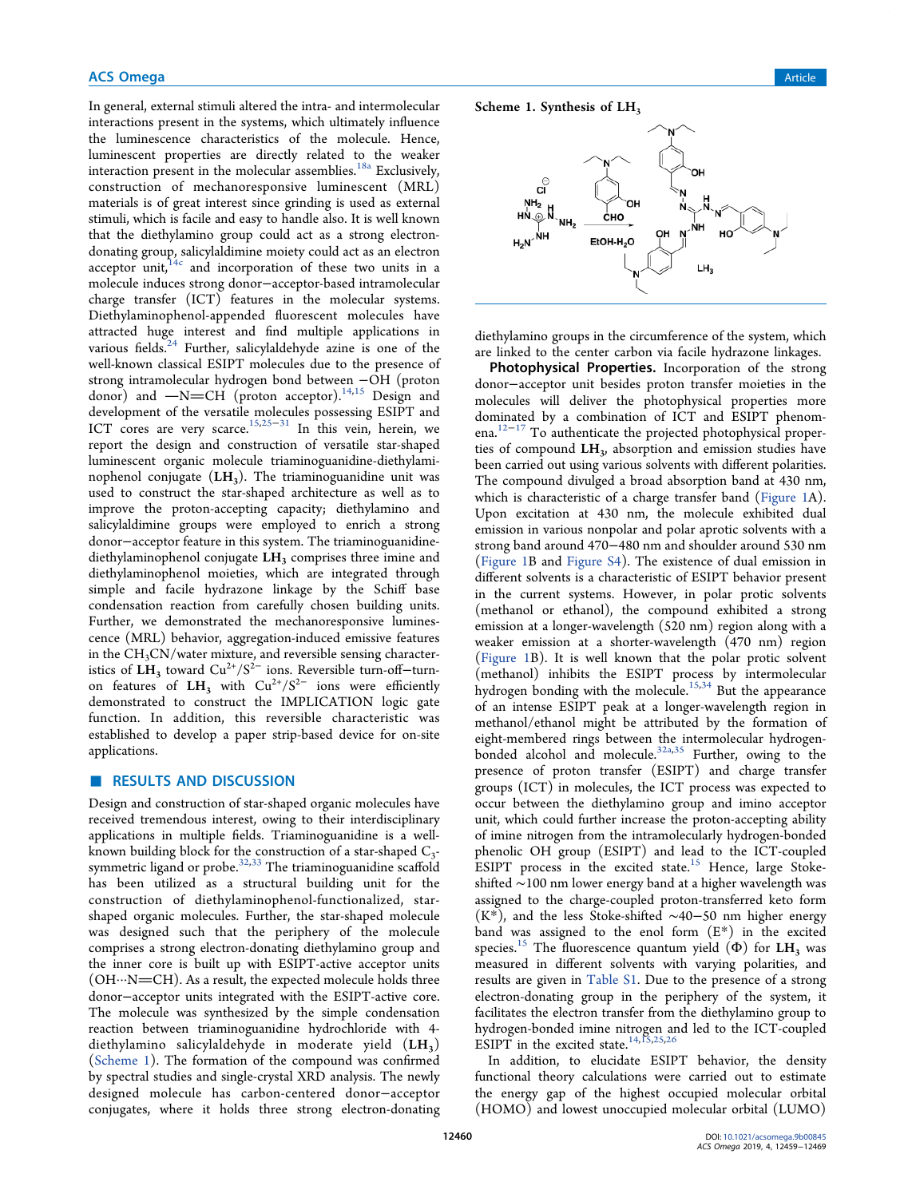In general, external stimuli altered the intra- and intermolecular interactions present in the systems, which ultimately influence the luminescence characteristics of the molecule. Hence, luminescent properties are directly related to the weaker interaction present in the molecular assemblies.[18a] Exclusively, construction of mechanoresponsive luminescent (MRL) materials is of great interest since grinding is used as external stimuli, which is facile and easy to handle also. It is well known that the diethylamino group could act as a strong electron-donating group, salicylaldimine moiety could act as an electron acceptor unit,[14c] and incorporation of these two units in a molecule induces strong donor−acceptor-based intramolecular charge transfer (ICT) features in the molecular systems. Diethylaminophenol-appended fluorescent molecules have attracted huge interest and find multiple applications in various fields.[24] Further, salicylaldehyde azine is one of the well-known classical ESIPT molecules due to the presence of strong intramolecular hydrogen bond between −OH (proton donor) and —N═CH (proton acceptor).[14,15] Design and development of the versatile molecules possessing ESIPT and ICT cores are very scarce.[15,25−31] In this vein, herein, we report the design and construction of versatile star-shaped luminescent organic molecule triaminoguanidine-diethylaminophenol conjugate ($LH_3$). The triaminoguanidine unit was used to construct the star-shaped architecture as well as to improve the proton-accepting capacity; diethylamino and salicylaldimine groups were employed to enrich a strong donor−acceptor feature in this system. The triaminoguanidine-diethylaminophenol conjugate $LH_3$ comprises three imine and diethylaminophenol moieties, which are integrated through simple and facile hydrazone linkage by the Schiff base condensation reaction from carefully chosen building units. Further, we demonstrated the mechanoresponsive luminescence (MRL) behavior, aggregation-induced emissive features in the $CH_3CN$/water mixture, and reversible sensing characteristics of $LH_3$ toward $Cu^{2+}/S^{2-}$ ions. Reversible turn-off−turn-on features of $LH_3$ with $Cu^{2+}/S^{2-}$ ions were efficiently demonstrated to construct the IMPLICATION logic gate function. In addition, this reversible characteristic was established to develop a paper strip-based device for on-site applications.

## RESULTS AND DISCUSSION

Design and construction of star-shaped organic molecules have received tremendous interest, owing to their interdisciplinary applications in multiple fields. Triaminoguanidine is a well-known building block for the construction of a star-shaped $C_3$-symmetric ligand or probe.[32,33] The triaminoguanidine scaffold has been utilized as a structural building unit for the construction of diethylaminophenol-functionalized, star-shaped organic molecules. Further, the star-shaped molecule was designed such that the periphery of the molecule comprises a strong electron-donating diethylamino group and the inner core is built up with ESIPT-active acceptor units (OH···N═CH). As a result, the expected molecule holds three donor−acceptor units integrated with the ESIPT-active core. The molecule was synthesized by the simple condensation reaction between triaminoguanidine hydrochloride with 4-diethylamino salicylaldehyde in moderate yield ($LH_3$) (Scheme 1). The formation of the compound was confirmed by spectral studies and single-crystal XRD analysis. The newly designed molecule has carbon-centered donor−acceptor conjugates, where it holds three strong electron-donating

**Scheme 1. Synthesis of $LH_3$**

EtOH-H2O

LH3

diethylamino groups in the circumference of the system, which are linked to the center carbon via facile hydrazone linkages.

**Photophysical Properties.** Incorporation of the strong donor−acceptor unit besides proton transfer moieties in the molecules will deliver the photophysical properties more dominated by a combination of ICT and ESIPT phenomena.[12−17] To authenticate the projected photophysical properties of compound $LH_3$, absorption and emission studies have been carried out using various solvents with different polarities. The compound divulged a broad absorption band at 430 nm, which is characteristic of a charge transfer band (Figure 1A). Upon excitation at 430 nm, the molecule exhibited dual emission in various nonpolar and polar aprotic solvents with a strong band around 470−480 nm and shoulder around 530 nm (Figure 1B and Figure S4). The existence of dual emission in different solvents is a characteristic of ESIPT behavior present in the current systems. However, in polar protic solvents (methanol or ethanol), the compound exhibited a strong emission at a longer-wavelength (520 nm) region along with a weaker emission at a shorter-wavelength (470 nm) region (Figure 1B). It is well known that the polar protic solvent (methanol) inhibits the ESIPT process by intermolecular hydrogen bonding with the molecule.[15,34] But the appearance of an intense ESIPT peak at a longer-wavelength region in methanol/ethanol might be attributed by the formation of eight-membered rings between the intermolecular hydrogen-bonded alcohol and molecule.[32a,35] Further, owing to the presence of proton transfer (ESIPT) and charge transfer groups (ICT) in molecules, the ICT process was expected to occur between the diethylamino group and imino acceptor unit, which could further increase the proton-accepting ability of imine nitrogen from the intramolecularly hydrogen-bonded phenolic OH group (ESIPT) and lead to the ICT-coupled ESIPT process in the excited state.[15] Hence, large Stoke-shifted ~100 nm lower energy band at a higher wavelength was assigned to the charge-coupled proton-transferred keto form (K*), and the less Stoke-shifted ~40−50 nm higher energy band was assigned to the enol form (E*) in the excited species.[15] The fluorescence quantum yield (Φ) for $LH_3$ was measured in different solvents with varying polarities, and results are given in Table S1. Due to the presence of a strong electron-donating group in the periphery of the system, it facilitates the electron transfer from the diethylamino group to hydrogen-bonded imine nitrogen and led to the ICT-coupled ESIPT in the excited state.[14,15,25,26]

In addition, to elucidate ESIPT behavior, the density functional theory calculations were carried out to estimate the energy gap of the highest occupied molecular orbital (HOMO) and lowest unoccupied molecular orbital (LUMO)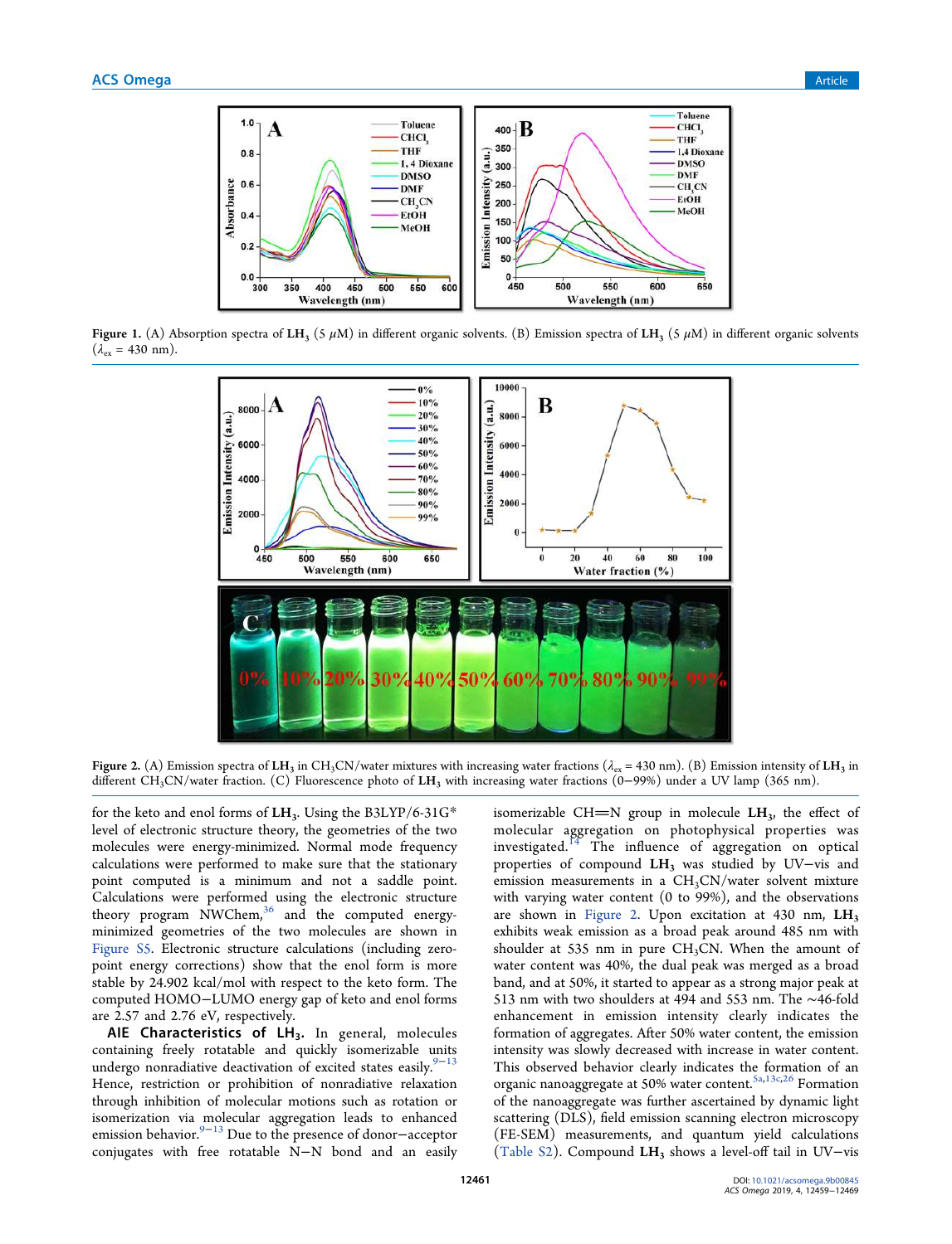Figure 1. (A) Absorption spectra of $LH_3$ (5 $\mu$M) in different organic solvents. (B) Emission spectra of $LH_3$ (5 $\mu$M) in different organic solvents ($\lambda_{ex}$ = 430 nm).

Figure 2. (A) Emission spectra of $LH_3$ in $CH_3CN$/water mixtures with increasing water fractions ($\lambda_{ex}$ = 430 nm). (B) Emission intensity of $LH_3$ in different $CH_3CN$/water fraction. (C) Fluorescence photo of $LH_3$ with increasing water fractions (0−99%) under a UV lamp (365 nm).

for the keto and enol forms of $LH_3$. Using the B3LYP/6-31G* level of electronic structure theory, the geometries of the two molecules were energy-minimized. Normal mode frequency calculations were performed to make sure that the stationary point computed is a minimum and not a saddle point. Calculations were performed using the electronic structure theory program NWChem,[36] and the computed energy-minimized geometries of the two molecules are shown in Figure S5. Electronic structure calculations (including zero-point energy corrections) show that the enol form is more stable by 24.902 kcal/mol with respect to the keto form. The computed HOMO−LUMO energy gap of keto and enol forms are 2.57 and 2.76 eV, respectively.

**AIE Characteristics of $LH_3$.** In general, molecules containing freely rotatable and quickly isomerizable units undergo nonradiative deactivation of excited states easily.[9−13] Hence, restriction or prohibition of nonradiative relaxation through inhibition of molecular motions such as rotation or isomerization via molecular aggregation leads to enhanced emission behavior.[9−13] Due to the presence of donor−acceptor conjugates with free rotatable N−N bond and an easily isomerizable CH═N group in molecule $LH_3$, the effect of molecular aggregation on photophysical properties was investigated.[14] The influence of aggregation on optical properties of compound $LH_3$ was studied by UV−vis and emission measurements in a $CH_3CN$/water solvent mixture with varying water content (0 to 99%), and the observations are shown in Figure 2. Upon excitation at 430 nm, $LH_3$ exhibits weak emission as a broad peak around 485 nm with shoulder at 535 nm in pure $CH_3CN$. When the amount of water content was 40%, the dual peak was merged as a broad band, and at 50%, it started to appear as a strong major peak at 513 nm with two shoulders at 494 and 553 nm. The ~46-fold enhancement in emission intensity clearly indicates the formation of aggregates. After 50% water content, the emission intensity was slowly decreased with increase in water content. This observed behavior clearly indicates the formation of an organic nanoaggregate at 50% water content.[5a,13c,26] Formation of the nanoaggregate was further ascertained by dynamic light scattering (DLS), field emission scanning electron microscopy (FE-SEM) measurements, and quantum yield calculations (Table S2). Compound $LH_3$ shows a level-off tail in UV−vis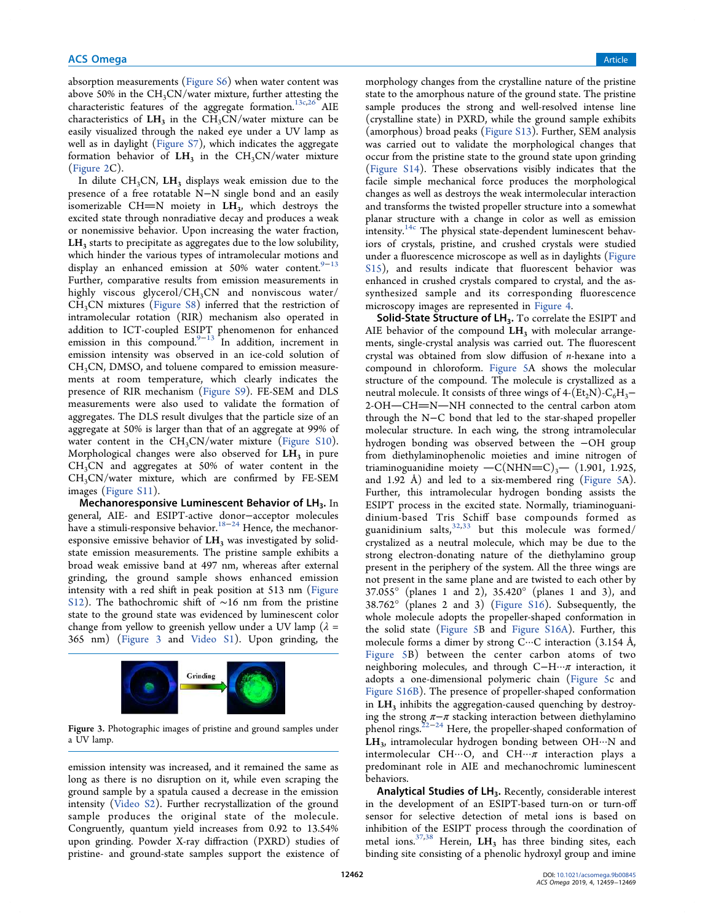absorption measurements (Figure S6) when water content was above 50% in the $CH_3CN$/water mixture, further attesting the characteristic features of the aggregate formation.[13c,26] AIE characteristics of $LH_3$ in the $CH_3CN$/water mixture can be easily visualized through the naked eye under a UV lamp as well as in daylight (Figure S7), which indicates the aggregate formation behavior of $LH_3$ in the $CH_3CN$/water mixture (Figure 2C).

In dilute $CH_3CN$, $LH_3$ displays weak emission due to the presence of a free rotatable N−N single bond and an easily isomerizable CH═N moiety in $LH_3$, which destroys the excited state through nonradiative decay and produces a weak or nonemissive behavior. Upon increasing the water fraction, $LH_3$ starts to precipitate as aggregates due to the low solubility, which hinder the various types of intramolecular motions and display an enhanced emission at 50% water content.[9−13] Further, comparative results from emission measurements in highly viscous glycerol/$CH_3CN$ and nonviscous water/$CH_3CN$ mixtures (Figure S8) inferred that the restriction of intramolecular rotation (RIR) mechanism also operated in addition to ICT-coupled ESIPT phenomenon for enhanced emission in this compound.[9−13] In addition, increment in emission intensity was observed in an ice-cold solution of $CH_3CN$, DMSO, and toluene compared to emission measurements at room temperature, which clearly indicates the presence of RIR mechanism (Figure S9). FE-SEM and DLS measurements were also used to validate the formation of aggregates. The DLS result divulges that the particle size of an aggregate at 50% is larger than that of an aggregate at 99% of water content in the $CH_3CN$/water mixture (Figure S10). Morphological changes were also observed for $LH_3$ in pure $CH_3CN$ and aggregates at 50% of water content in the $CH_3CN$/water mixture, which are confirmed by FE-SEM images (Figure S11).

**Mechanoresponsive Luminescent Behavior of $LH_3$.** In general, AIE- and ESIPT-active donor−acceptor molecules have a stimuli-responsive behavior.[18−24] Hence, the mechanoresponsive emissive behavior of $LH_3$ was investigated by solid-state emission measurements. The pristine sample exhibits a broad weak emissive band at 497 nm, whereas after external grinding, the ground sample shows enhanced emission intensity with a red shift in peak position at 513 nm (Figure S12). The bathochromic shift of ∼16 nm from the pristine state to the ground state was evidenced by luminescent color change from yellow to greenish yellow under a UV lamp ($\lambda$ = 365 nm) (Figure 3 and Video S1). Upon grinding, the emission intensity was increased, and it remained the same as long as there is no disruption on it, while even scraping the ground sample by a spatula caused a decrease in the emission intensity (Video S2). Further recrystallization of the ground sample produces the original state of the molecule. Congruently, quantum yield increases from 0.92 to 13.54% upon grinding. Powder X-ray diffraction (PXRD) studies of pristine- and ground-state samples support the existence of morphology changes from the crystalline nature of the pristine state to the amorphous nature of the ground state. The pristine sample produces the strong and well-resolved intense line (crystalline state) in PXRD, while the ground sample exhibits (amorphous) broad peaks (Figure S13). Further, SEM analysis was carried out to validate the morphological changes that occur from the pristine state to the ground state upon grinding (Figure S14). These observations visibly indicates that the facile simple mechanical force produces the morphological changes as well as destroys the weak intermolecular interaction and transforms the twisted propeller structure into a somewhat planar structure with a change in color as well as emission intensity.[14c] The physical state-dependent luminescent behaviors of crystals, pristine, and crushed crystals were studied under a fluorescence microscope as well as in daylights (Figure S15), and results indicate that fluorescent behavior was enhanced in crushed crystals compared to crystal, and the as-synthesized sample and its corresponding fluorescence microscopy images are represented in Figure 4.

Grinding

Figure 3. Photographic images of pristine and ground samples under a UV lamp.

**Solid-State Structure of $LH_3$.** To correlate the ESIPT and AIE behavior of the compound $LH_3$ with molecular arrangements, single-crystal analysis was carried out. The fluorescent crystal was obtained from slow diffusion of *n*-hexane into a compound in chloroform. Figure 5A shows the molecular structure of the compound. The molecule is crystallized as a neutral molecule. It consists of three wings of 4-($Et_2N$)-$C_6H_3$−2-OH—CH═N—NH connected to the central carbon atom through the N−C bond that led to the star-shaped propeller molecular structure. In each wing, the strong intramolecular hydrogen bonding was observed between the −OH group from diethylaminophenolic moieties and imine nitrogen of triaminoguanidine moiety —C(NHN═C)$_3$— (1.901, 1.925, and 1.92 Å) and led to a six-membered ring (Figure 5A). Further, this intramolecular hydrogen bonding assists the ESIPT process in the excited state. Normally, triaminoguanidinium-based Tris Schiff base compounds formed as guanidinium salts,[32,33] but this molecule was formed/crystalized as a neutral molecule, which may be due to the strong electron-donating nature of the diethylamino group present in the periphery of the system. All the three wings are not present in the same plane and are twisted to each other by 37.055° (planes 1 and 2), 35.420° (planes 1 and 3), and 38.762° (planes 2 and 3) (Figure S16). Subsequently, the whole molecule adopts the propeller-shaped conformation in the solid state (Figure 5B and Figure S16A). Further, this molecule forms a dimer by strong C···C interaction (3.154 Å, Figure 5B) between the center carbon atoms of two neighboring molecules, and through C−H···$\pi$ interaction, it adopts a one-dimensional polymeric chain (Figure 5c and Figure S16B). The presence of propeller-shaped conformation in $LH_3$ inhibits the aggregation-caused quenching by destroying the strong $\pi$−$\pi$ stacking interaction between diethylamino phenol rings.[22−24] Here, the propeller-shaped conformation of $LH_3$, intramolecular hydrogen bonding between OH···N and intermolecular CH···O, and CH···$\pi$ interaction plays a predominant role in AIE and mechanochromic luminescent behaviors.

**Analytical Studies of $LH_3$.** Recently, considerable interest in the development of an ESIPT-based turn-on or turn-off sensor for selective detection of metal ions is based on inhibition of the ESIPT process through the coordination of metal ions.[37,38] Herein, $LH_3$ has three binding sites, each binding site consisting of a phenolic hydroxyl group and imine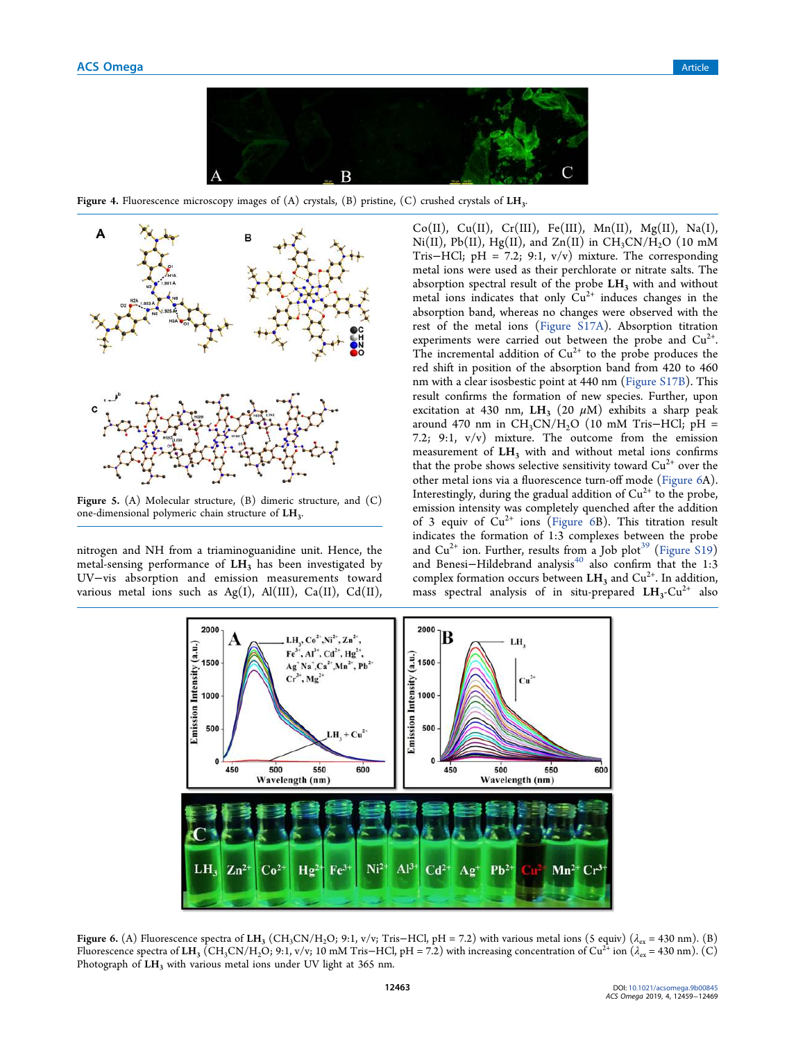Figure 4. Fluorescence microscopy images of (A) crystals, (B) pristine, (C) crushed crystals of $LH_3$.

Figure 5. (A) Molecular structure, (B) dimeric structure, and (C) one-dimensional polymeric chain structure of $LH_3$.

nitrogen and NH from a triaminoguanidine unit. Hence, the metal-sensing performance of $LH_3$ has been investigated by UV–vis absorption and emission measurements toward various metal ions such as Ag(I), Al(III), Ca(II), Cd(II), Co(II), Cu(II), Cr(III), Fe(III), Mn(II), Mg(II), Na(I), Ni(II), Pb(II), Hg(II), and Zn(II) in $CH_3CN/H_2O$ (10 mM Tris–HCl; pH = 7.2; 9:1, v/v) mixture. The corresponding metal ions were used as their perchlorate or nitrate salts. The absorption spectral result of the probe $LH_3$ with and without metal ions indicates that only $Cu^{2+}$ induces changes in the absorption band, whereas no changes were observed with the rest of the metal ions (Figure S17A). Absorption titration experiments were carried out between the probe and $Cu^{2+}$. The incremental addition of $Cu^{2+}$ to the probe produces the red shift in position of the absorption band from 420 to 460 nm with a clear isosbestic point at 440 nm (Figure S17B). This result confirms the formation of new species. Further, upon excitation at 430 nm, $LH_3$ (20 $\mu$M) exhibits a sharp peak around 470 nm in $CH_3CN/H_2O$ (10 mM Tris–HCl; pH = 7.2; 9:1, v/v) mixture. The outcome from the emission measurement of $LH_3$ with and without metal ions confirms that the probe shows selective sensitivity toward $Cu^{2+}$ over the other metal ions via a fluorescence turn-off mode (Figure 6A). Interestingly, during the gradual addition of $Cu^{2+}$ to the probe, emission intensity was completely quenched after the addition of 3 equiv of $Cu^{2+}$ ions (Figure 6B). This titration result indicates the formation of 1:3 complexes between the probe and $Cu^{2+}$ ion. Further, results from a Job plot[39] (Figure S19) and Benesi–Hildebrand analysis[40] also confirm that the 1:3 complex formation occurs between $LH_3$ and $Cu^{2+}$. In addition, mass spectral analysis of in situ-prepared $LH_3$-$Cu^{2+}$ also

Figure 6. (A) Fluorescence spectra of $LH_3$ ($CH_3CN/H_2O$; 9:1, v/v; Tris–HCl, pH = 7.2) with various metal ions (5 equiv) ($\lambda_{ex}$ = 430 nm). (B) Fluorescence spectra of $LH_3$ ($CH_3CN/H_2O$; 9:1, v/v; 10 mM Tris–HCl, pH = 7.2) with increasing concentration of $Cu^{2+}$ ion ($\lambda_{ex}$ = 430 nm). (C) Photograph of $LH_3$ with various metal ions under UV light at 365 nm.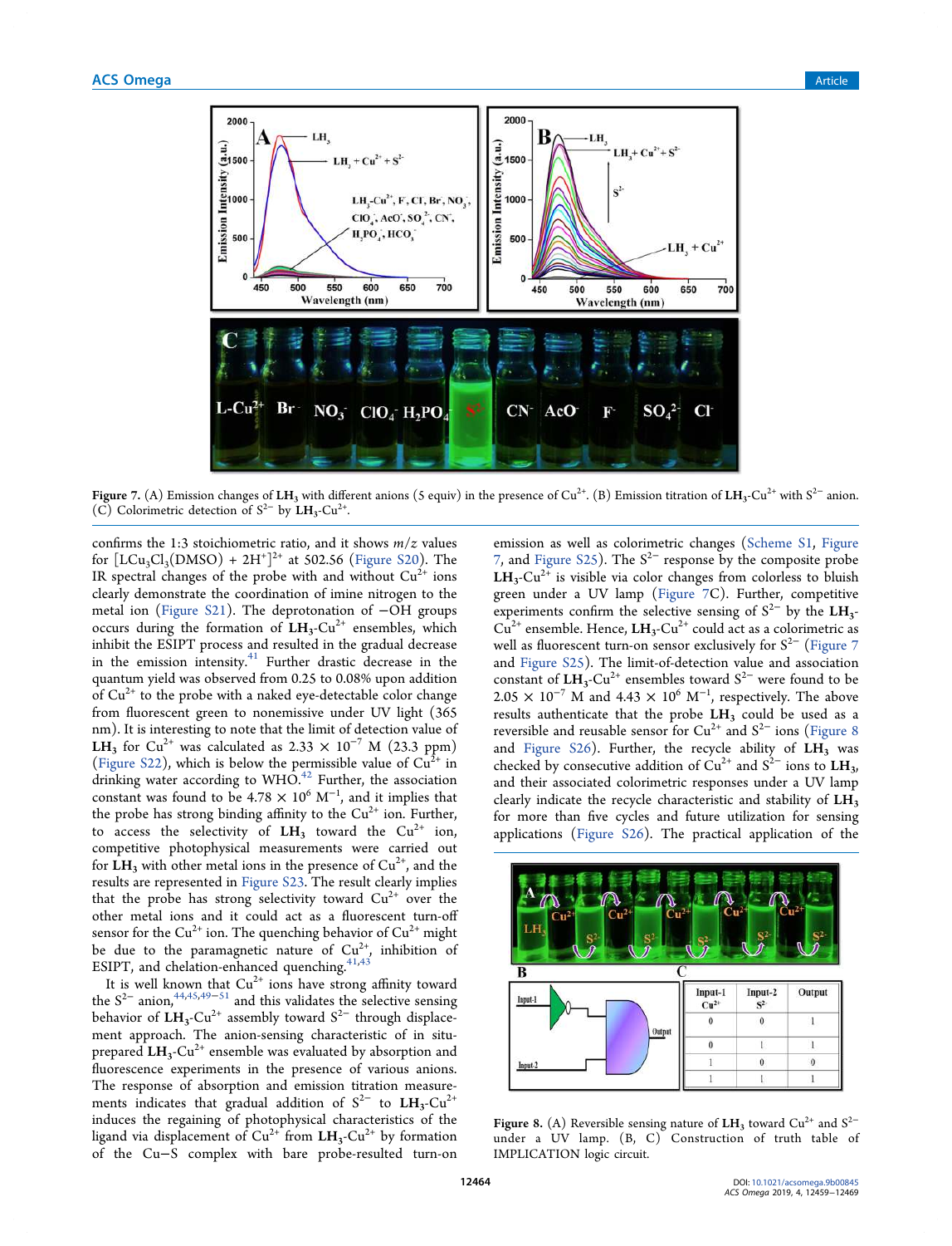A
LH$_3$
LH$_3$ + Cu$^{2+}$ + S$^{2-}$
LH$_3$-Cu$^{2+}$, F$^-$, Cl$^-$, Br$^-$, NO$_3^-$, ClO$_4^-$, AcO$^-$, SO$_4^{2-}$, CN$^-$, H$_2$PO$_4^-$, HCO$_3^-$
Emission Intensity (a.u.)
Wavelength (nm)

B
LH$_3$
LH$_3$ + Cu$^{2+}$ + S$^{2-}$
S$^{2-}$
LH$_3$ + Cu$^{2+}$
Emission Intensity (a.u.)
Wavelength (nm)

C
L-Cu$^{2+}$ Br$^-$ NO$_3^-$ ClO$_4^-$ H$_2$PO$_4^-$ S$^{2-}$ CN$^-$ AcO$^-$ F$^-$ SO$_4^{2-}$ Cl$^-$

**Figure 7.** (A) Emission changes of **LH$_3$** with different anions (5 equiv) in the presence of Cu$^{2+}$. (B) Emission titration of **LH$_3$**-Cu$^{2+}$ with S$^{2-}$ anion. (C) Colorimetric detection of S$^{2-}$ by **LH$_3$**-Cu$^{2+}$.

confirms the 1:3 stoichiometric ratio, and it shows $m/z$ values for $[LCu_3Cl_3(DMSO) + 2H^+]^{2+}$ at 502.56 (Figure S20). The IR spectral changes of the probe with and without Cu$^{2+}$ ions clearly demonstrate the coordination of imine nitrogen to the metal ion (Figure S21). The deprotonation of −OH groups occurs during the formation of **LH$_3$**-Cu$^{2+}$ ensembles, which inhibit the ESIPT process and resulted in the gradual decrease in the emission intensity.[41] Further drastic decrease in the quantum yield was observed from 0.25 to 0.08% upon addition of Cu$^{2+}$ to the probe with a naked eye-detectable color change from fluorescent green to nonemissive under UV light (365 nm). It is interesting to note that the limit of detection value of **LH$_3$** for Cu$^{2+}$ was calculated as $2.33 \times 10^{-7}$ M (23.3 ppm) (Figure S22), which is below the permissible value of Cu$^{2+}$ in drinking water according to WHO.[42] Further, the association constant was found to be $4.78 \times 10^6$ M$^{-1}$, and it implies that the probe has strong binding affinity to the Cu$^{2+}$ ion. Further, to access the selectivity of **LH$_3$** toward the Cu$^{2+}$ ion, competitive photophysical measurements were carried out for **LH$_3$** with other metal ions in the presence of Cu$^{2+}$, and the results are represented in Figure S23. The result clearly implies that the probe has strong selectivity toward Cu$^{2+}$ over the other metal ions and it could act as a fluorescent turn-off sensor for the Cu$^{2+}$ ion. The quenching behavior of Cu$^{2+}$ might be due to the paramagnetic nature of Cu$^{2+}$, inhibition of ESIPT, and chelation-enhanced quenching.[41,43]

It is well known that Cu$^{2+}$ ions have strong affinity toward the S$^{2-}$ anion,[44,45,49−51] and this validates the selective sensing behavior of **LH$_3$**-Cu$^{2+}$ assembly toward S$^{2-}$ through displacement approach. The anion-sensing characteristic of in situ-prepared **LH$_3$**-Cu$^{2+}$ ensemble was evaluated by absorption and fluorescence experiments in the presence of various anions. The response of absorption and emission titration measurements indicates that gradual addition of S$^{2-}$ to **LH$_3$**-Cu$^{2+}$ induces the regaining of photophysical characteristics of the ligand via displacement of Cu$^{2+}$ from **LH$_3$**-Cu$^{2+}$ by formation of the Cu−S complex with bare probe-resulted turn-on emission as well as colorimetric changes (Scheme S1, Figure 7, and Figure S25). The S$^{2-}$ response by the composite probe **LH$_3$**-Cu$^{2+}$ is visible via color changes from colorless to bluish green under a UV lamp (Figure 7C). Further, competitive experiments confirm the selective sensing of S$^{2-}$ by the **LH$_3$**-Cu$^{2+}$ ensemble. Hence, **LH$_3$**-Cu$^{2+}$ could act as a colorimetric as well as fluorescent turn-on sensor exclusively for S$^{2-}$ (Figure 7 and Figure S25). The limit-of-detection value and association constant of **LH$_3$**-Cu$^{2+}$ ensembles toward S$^{2-}$ were found to be $2.05 \times 10^{-7}$ M and $4.43 \times 10^6$ M$^{-1}$, respectively. The above results authenticate that the probe **LH$_3$** could be used as a reversible and reusable sensor for Cu$^{2+}$ and S$^{2-}$ ions (Figure 8 and Figure S26). Further, the recycle sensing ability of **LH$_3$** was checked by consecutive addition of Cu$^{2+}$ and S$^{2-}$ ions to **LH$_3$**, and their associated colorimetric responses under a UV lamp clearly indicate the recycle characteristic and stability of **LH$_3$** for more than five cycles and future utilization for sensing applications (Figure S26). The practical application of the

A
LH$_3$
Cu$^{2+}$ Cu$^{2+}$ Cu$^{2+}$ Cu$^{2+}$ Cu$^{2+}$
S$^{2-}$ S$^{2-}$ S$^{2-}$ S$^{2-}$ S$^{2-}$

B
Input-1
Input-2
Output

C

| Input-1 Cu$^{2+}$ | Input-2 S$^{2-}$ | Output |
|---|---|---|
| 0 | 0 | 1 |
| 0 | 1 | 1 |
| 1 | 0 | 0 |
| 1 | 1 | 1 |

**Figure 8.** (A) Reversible sensing nature of **LH$_3$** toward Cu$^{2+}$ and S$^{2-}$ under a UV lamp. (B, C) Construction of truth table of IMPLICATION logic circuit.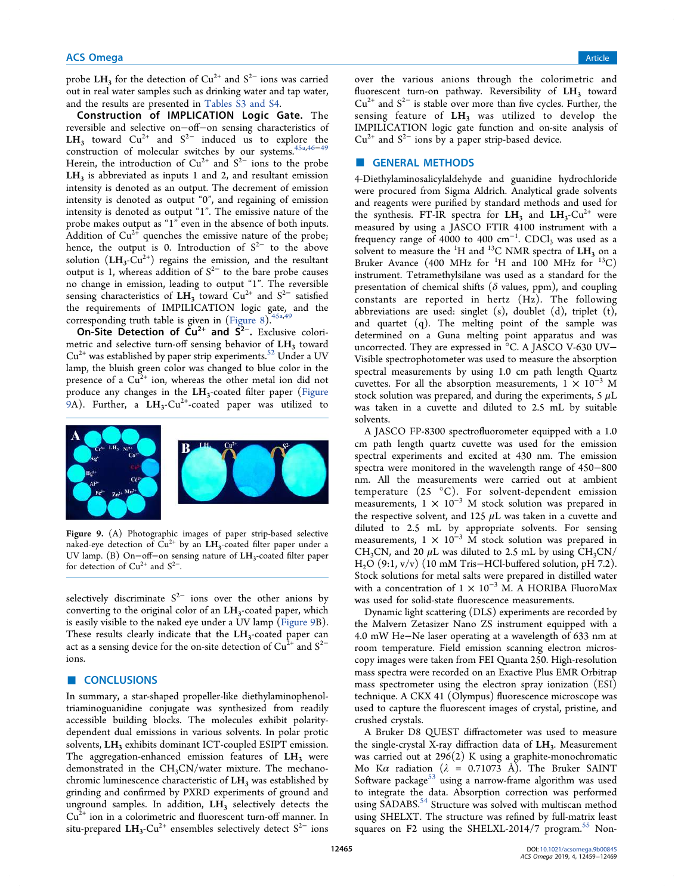probe $LH_3$ for the detection of $Cu^{2+}$ and $S^{2-}$ ions was carried out in real water samples such as drinking water and tap water, and the results are presented in Tables S3 and S4.

**Construction of IMPLICATION Logic Gate.** The reversible and selective on−off−on sensing characteristics of $LH_3$ toward $Cu^{2+}$ and $S^{2-}$ induced us to explore the construction of molecular switches by our systems.[45a,46−49] Herein, the introduction of $Cu^{2+}$ and $S^{2-}$ ions to the probe $LH_3$ is abbreviated as inputs 1 and 2, and resultant emission intensity is denoted as an output. The decrement of emission intensity is denoted as output "0", and regaining of emission intensity is denoted as output "1". The emissive nature of the probe makes output as "1" even in the absence of both inputs. Addition of $Cu^{2+}$ quenches the emissive nature of the probe; hence, the output is 0. Introduction of $S^{2-}$ to the above solution ($LH_3$-$Cu^{2+}$) regains the emission, and the resultant output is 1, whereas addition of $S^{2-}$ to the bare probe causes no change in emission, leading to output "1". The reversible sensing characteristics of $LH_3$ toward $Cu^{2+}$ and $S^{2-}$ satisfied the requirements of IMPILICATION logic gate, and the corresponding truth table is given in (Figure 8).[45a,49]

**On-Site Detection of $Cu^{2+}$ and $S^{2-}$.** Exclusive colorimetric and selective turn-off sensing behavior of $LH_3$ toward $Cu^{2+}$ was established by paper strip experiments.[52] Under a UV lamp, the bluish green color was changed to blue color in the presence of a $Cu^{2+}$ ion, whereas the other metal ion did not produce any changes in the $LH_3$-coated filter paper (Figure 9A). Further, a $LH_3$-$Cu^{2+}$-coated paper was utilized to selectively discriminate $S^{2-}$ ions over the other anions by converting to the original color of an $LH_3$-coated paper, which is easily visible to the naked eye under a UV lamp (Figure 9B). These results clearly indicate that the $LH_3$-coated paper can act as a sensing device for the on-site detection of $Cu^{2+}$ and $S^{2-}$ ions.

A
$Cr^{3+}$ $LH_3$ $Ni^{2+}$ $Co^{2+}$ $Ag^{+}$ $Cu^{2+}$ $Hg^{2+}$ $Cd^{2+}$ $Al^{3+}$ $Fe^{2+}$ $Zn^{2+}$ $Mn^{2+}$

B
$LH_3$ $Cu^{2+}$ $S^{2-}$

Figure 9. (A) Photographic images of paper strip-based selective naked-eye detection of $Cu^{2+}$ by an $LH_3$-coated filter paper under a UV lamp. (B) On−off−on sensing nature of $LH_3$-coated filter paper for detection of $Cu^{2+}$ and $S^{2-}$.

## CONCLUSIONS

In summary, a star-shaped propeller-like diethylaminophenol-triaminoguanidine conjugate was synthesized from readily accessible building blocks. The molecules exhibit polarity-dependent dual emissions in various solvents. In polar protic solvents, $LH_3$ exhibits dominant ICT-coupled ESIPT emission. The aggregation-enhanced emission features of $LH_3$ were demonstrated in the $CH_3CN$/water mixture. The mechanochromic luminescence characteristic of $LH_3$ was established by grinding and confirmed by PXRD experiments of ground and unground samples. In addition, $LH_3$ selectively detects the $Cu^{2+}$ ion in a colorimetric and fluorescent turn-off manner. In situ-prepared $LH_3$-$Cu^{2+}$ ensembles selectively detect $S^{2-}$ ions over the various anions through the colorimetric and fluorescent turn-on pathway. Reversibility of $LH_3$ toward $Cu^{2+}$ and $S^{2-}$ is stable over more than five cycles. Further, the sensing feature of $LH_3$ was utilized to develop the IMPILICATION logic gate function and on-site analysis of $Cu^{2+}$ and $S^{2-}$ ions by a paper strip-based device.

## GENERAL METHODS

4-Diethylaminosalicylaldehyde and guanidine hydrochloride were procured from Sigma Aldrich. Analytical grade solvents and reagents were purified by standard methods and used for the synthesis. FT-IR spectra for $LH_3$ and $LH_3$-$Cu^{2+}$ were measured by using a JASCO FTIR 4100 instrument with a frequency range of 4000 to 400 $cm^{-1}$. $CDCl_3$ was used as a solvent to measure the $^1H$ and $^{13}C$ NMR spectra of $LH_3$ on a Bruker Avance (400 MHz for $^1H$ and 100 MHz for $^{13}C$) instrument. Tetramethylsilane was used as a standard for the presentation of chemical shifts ($\delta$ values, ppm), and coupling constants are reported in hertz (Hz). The following abbreviations are used: singlet (s), doublet (d), triplet (t), and quartet (q). The melting point of the sample was determined on a Guna melting point apparatus and was uncorrected. They are expressed in °C. A JASCO V-630 UV−Visible spectrophotometer was used to measure the absorption spectral measurements by using 1.0 cm path length Quartz cuvettes. For all the absorption measurements, $1 \times 10^{-3}$ M stock solution was prepared, and during the experiments, 5 $\mu$L was taken in a cuvette and diluted to 2.5 mL by suitable solvents.

A JASCO FP-8300 spectrofluorometer equipped with a 1.0 cm path length quartz cuvette was used for the emission spectral experiments and excited at 430 nm. The emission spectra were monitored in the wavelength range of 450−800 nm. All the measurements were carried out at ambient temperature (25 °C). For solvent-dependent emission measurements, $1 \times 10^{-3}$ M stock solution was prepared in the respective solvent, and 125 $\mu$L was taken in a cuvette and diluted to 2.5 mL by appropriate solvents. For sensing measurements, $1 \times 10^{-3}$ M stock solution was prepared in $CH_3CN$, and 20 $\mu$L was diluted to 2.5 mL by using $CH_3CN$/$H_2O$ (9:1, v/v) (10 mM Tris−HCl-buffered solution, pH 7.2). Stock solutions for metal salts were prepared in distilled water with a concentration of $1 \times 10^{-3}$ M. A HORIBA FluoroMax was used for solid-state fluorescence measurements.

Dynamic light scattering (DLS) experiments are recorded by the Malvern Zetasizer Nano ZS instrument equipped with a 4.0 mW He−Ne laser operating at a wavelength of 633 nm at room temperature. Field emission scanning electron microscopy images were taken from FEI Quanta 250. High-resolution mass spectra were recorded on an Exactive Plus EMR Orbitrap mass spectrometer using the electron spray ionization (ESI) technique. A CKX 41 (Olympus) fluorescence microscope was used to capture the fluorescent images of crystal, pristine, and crushed crystals.

A Bruker D8 QUEST diffractometer was used to measure the single-crystal X-ray diffraction data of $LH_3$. Measurement was carried out at 296(2) K using a graphite-monochromatic Mo K$\alpha$ radiation ($\lambda$ = 0.71073 Å). The Bruker SAINT Software package[53] using a narrow-frame algorithm was used to integrate the data. Absorption correction was performed using SADABS.[54] Structure was solved with multiscan method using SHELXT. The structure was refined by full-matrix least squares on F2 using the SHELXL-2014/7 program.[55] Non-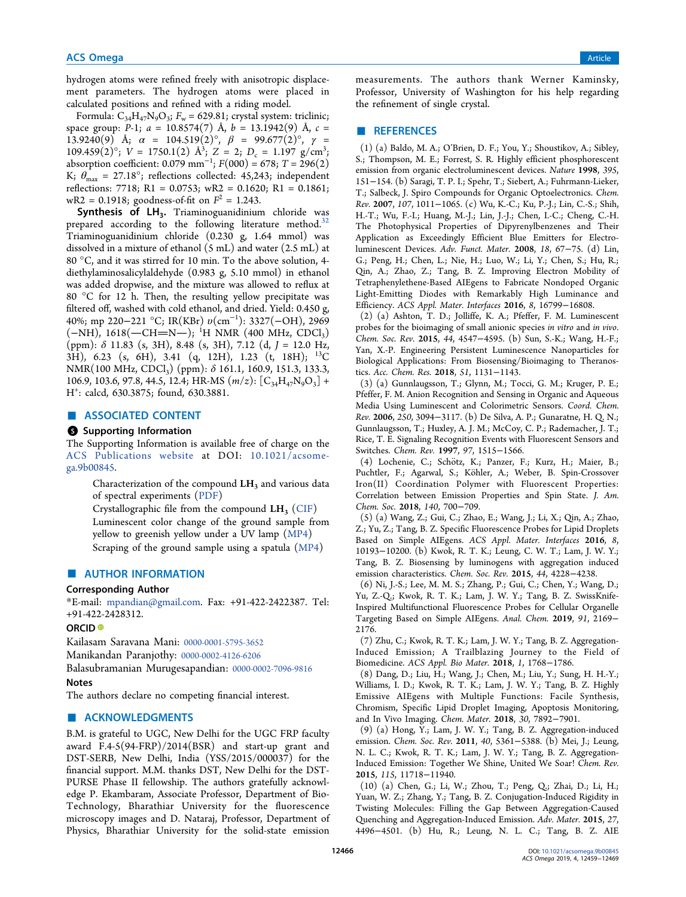hydrogen atoms were refined freely with anisotropic displacement parameters. The hydrogen atoms were placed in calculated positions and refined with a riding model.

Formula: $C_{34}H_{47}N_9O_3$; $F_w$ = 629.81; crystal system: triclinic; space group: *P*-1; *a* = 10.8574(7) Å, *b* = 13.1942(9) Å, *c* = 13.9240(9) Å; $\alpha$ = 104.519(2)°, $\beta$ = 99.677(2)°, $\gamma$ = 109.459(2)°; *V* = 1750.1(2) Å$^3$; *Z* = 2; $D_c$ = 1.197 g/cm$^3$; absorption coefficient: 0.079 mm$^{-1}$; *F*(000) = 678; *T* = 296(2) K; $\theta_{max}$ = 27.18°; reflections collected: 45,243; independent reflections: 7718; R1 = 0.0753; wR2 = 0.1620; R1 = 0.1861; wR2 = 0.1918; goodness-of-fit on $F^2$ = 1.243.

**Synthesis of $LH_3$.** Triaminoguanidinium chloride was prepared according to the following literature method.[32] Triaminoguanidinium chloride (0.230 g, 1.64 mmol) was dissolved in a mixture of ethanol (5 mL) and water (2.5 mL) at 80 °C, and it was stirred for 10 min. To the above solution, 4-diethylaminosalicylaldehyde (0.983 g, 5.10 mmol) in ethanol was added dropwise, and the mixture was allowed to reflux at 80 °C for 12 h. Then, the resulting yellow precipitate was filtered off, washed with cold ethanol, and dried. Yield: 0.450 g, 40%; mp 220−221 °C; IR(KBr) $\nu$(cm$^{-1}$): 3327(−OH), 2969 (−NH), 1618(—CH═N—); $^1$H NMR (400 MHz, $CDCl_3$) (ppm): $\delta$ 11.83 (s, 3H), 8.48 (s, 3H), 7.12 (d, *J* = 12.0 Hz, 3H), 6.23 (s, 6H), 3.41 (q, 12H), 1.23 (t, 18H); $^{13}$C NMR(100 MHz, $CDCl_3$) (ppm): $\delta$ 161.1, 160.9, 151.3, 133.3, 106.9, 103.6, 97.8, 44.5, 12.4; HR-MS (*m*/*z*): $[C_{34}H_{47}N_9O_3]$ + $H^+$: calcd, 630.3875; found, 630.3881.

## ■ ASSOCIATED CONTENT

### Supporting Information

The Supporting Information is available free of charge on the ACS Publications website at DOI: 10.1021/acsomega.9b00845.

- Characterization of the compound $LH_3$ and various data of spectral experiments (PDF)
- Crystallographic file from the compound $LH_3$ (CIF)
- Luminescent color change of the ground sample from yellow to greenish yellow under a UV lamp (MP4)
- Scraping of the ground sample using a spatula (MP4)

## ■ AUTHOR INFORMATION

### Corresponding Author

*E-mail: mpandian@gmail.com. Fax: +91-422-2422387. Tel: +91-422-2428312.

### ORCID

Kailasam Saravana Mani: 0000-0001-5795-3652

Manikandan Paranjothy: 0000-0002-4126-6206

Balasubramanian Murugesapandian: 0000-0002-7096-9816

### Notes

The authors declare no competing financial interest.

## ■ ACKNOWLEDGMENTS

B.M. is grateful to UGC, New Delhi for the UGC FRP faculty award F.4-5(94-FRP)/2014(BSR) and start-up grant and DST-SERB, New Delhi, India (YSS/2015/000037) for the financial support. M.M. thanks DST, New Delhi for the DST-PURSE Phase II fellowship. The authors gratefully acknowledge P. Ekambaram, Associate Professor, Department of Bio-Technology, Bharathiar University for the fluorescence microscopy images and D. Nataraj, Professor, Department of Physics, Bharathiar University for the solid-state emission measurements. The authors thank Werner Kaminsky, Professor, University of Washington for his help regarding the refinement of single crystal.

## ■ REFERENCES

(1) (a) Baldo, M. A.; O'Brien, D. F.; You, Y.; Shoustikov, A.; Sibley, S.; Thompson, M. E.; Forrest, S. R. Highly efficient phosphorescent emission from organic electroluminescent devices. *Nature* **1998**, *395*, 151−154. (b) Saragi, T. P. I.; Spehr, T.; Siebert, A.; Fuhrmann-Lieker, T.; Salbeck, J. Spiro Compounds for Organic Optoelectronics. *Chem. Rev.* **2007**, *107*, 1011−1065. (c) Wu, K.-C.; Ku, P.-J.; Lin, C.-S.; Shih, H.-T.; Wu, F.-I.; Huang, M.-J.; Lin, J.-J.; Chen, I.-C.; Cheng, C.-H. The Photophysical Properties of Dipyrenylbenzenes and Their Application as Exceedingly Efficient Blue Emitters for Electroluminescent Devices. *Adv. Funct. Mater.* **2008**, *18*, 67−75. (d) Lin, G.; Peng, H.; Chen, L.; Nie, H.; Luo, W.; Li, Y.; Chen, S.; Hu, R.; Qin, A.; Zhao, Z.; Tang, B. Z. Improving Electron Mobility of Tetraphenylethene-Based AIEgens to Fabricate Nondoped Organic Light-Emitting Diodes with Remarkably High Luminance and Efficiency. *ACS Appl. Mater. Interfaces* **2016**, *8*, 16799−16808.

(2) (a) Ashton, T. D.; Jolliffe, K. A.; Pfeffer, F. M. Luminescent probes for the bioimaging of small anionic species *in vitro* and *in vivo*. *Chem. Soc. Rev.* **2015**, *44*, 4547−4595. (b) Sun, S.-K.; Wang, H.-F.; Yan, X.-P. Engineering Persistent Luminescence Nanoparticles for Biological Applications: From Biosensing/Bioimaging to Theranostics. *Acc. Chem. Res.* **2018**, *51*, 1131−1143.

(3) (a) Gunnlaugsson, T.; Glynn, M.; Tocci, G. M.; Kruger, P. E.; Pfeffer, F. M. Anion Recognition and Sensing in Organic and Aqueous Media Using Luminescent and Colorimetric Sensors. *Coord. Chem. Rev.* **2006**, *250*, 3094−3117. (b) De Silva, A. P.; Gunaratne, H. Q. N.; Gunnlaugsson, T.; Huxley, A. J. M.; McCoy, C. P.; Rademacher, J. T.; Rice, T. E. Signaling Recognition Events with Fluorescent Sensors and Switches. *Chem. Rev.* **1997**, *97*, 1515−1566.

(4) Lochenie, C.; Schötz, K.; Panzer, F.; Kurz, H.; Maier, B.; Puchtler, F.; Agarwal, S.; Köhler, A.; Weber, B. Spin-Crossover Iron(II) Coordination Polymer with Fluorescent Properties: Correlation between Emission Properties and Spin State. *J. Am. Chem. Soc.* **2018**, *140*, 700−709.

(5) (a) Wang, Z.; Gui, C.; Zhao, E.; Wang, J.; Li, X.; Qin, A.; Zhao, Z.; Yu, Z.; Tang, B. Z. Specific Fluorescence Probes for Lipid Droplets Based on Simple AIEgens. *ACS Appl. Mater. Interfaces* **2016**, *8*, 10193−10200. (b) Kwok, R. T. K.; Leung, C. W. T.; Lam, J. W. Y.; Tang, B. Z. Biosensing by luminogens with aggregation induced emission characteristics. *Chem. Soc. Rev.* **2015**, *44*, 4228−4238.

(6) Ni, J.-S.; Lee, M. M. S.; Zhang, P.; Gui, C.; Chen, Y.; Wang, D.; Yu, Z.-Q.; Kwok, R. T. K.; Lam, J. W. Y.; Tang, B. Z. SwissKnife-Inspired Multifunctional Fluorescence Probes for Cellular Organelle Targeting Based on Simple AIEgens. *Anal. Chem.* **2019**, *91*, 2169−2176.

(7) Zhu, C.; Kwok, R. T. K.; Lam, J. W. Y.; Tang, B. Z. Aggregation-Induced Emission; A Trailblazing Journey to the Field of Biomedicine. *ACS Appl. Bio Mater.* **2018**, *1*, 1768−1786.

(8) Dang, D.; Liu, H.; Wang, J.; Chen, M.; Liu, Y.; Sung, H. H.-Y.; Williams, I. D.; Kwok, R. T. K.; Lam, J. W. Y.; Tang, B. Z. Highly Emissive AIEgens with Multiple Functions: Facile Synthesis, Chromism, Specific Lipid Droplet Imaging, Apoptosis Monitoring, and In Vivo Imaging. *Chem. Mater.* **2018**, *30*, 7892−7901.

(9) (a) Hong, Y.; Lam, J. W. Y.; Tang, B. Z. Aggregation-induced emission. *Chem. Soc. Rev.* **2011**, *40*, 5361−5388. (b) Mei, J.; Leung, N. L. C.; Kwok, R. T. K.; Lam, J. W. Y.; Tang, B. Z. Aggregation-Induced Emission: Together We Shine, United We Soar! *Chem. Rev.* **2015**, *115*, 11718−11940.

(10) (a) Chen, G.; Li, W.; Zhou, T.; Peng, Q.; Zhai, D.; Li, H.; Yuan, W. Z.; Zhang, Y.; Tang, B. Z. Conjugation-Induced Rigidity in Twisting Molecules: Filling the Gap Between Aggregation-Caused Quenching and Aggregation-Induced Emission. *Adv. Mater.* **2015**, *27*, 4496−4501. (b) Hu, R.; Leung, N. L. C.; Tang, B. Z. AIE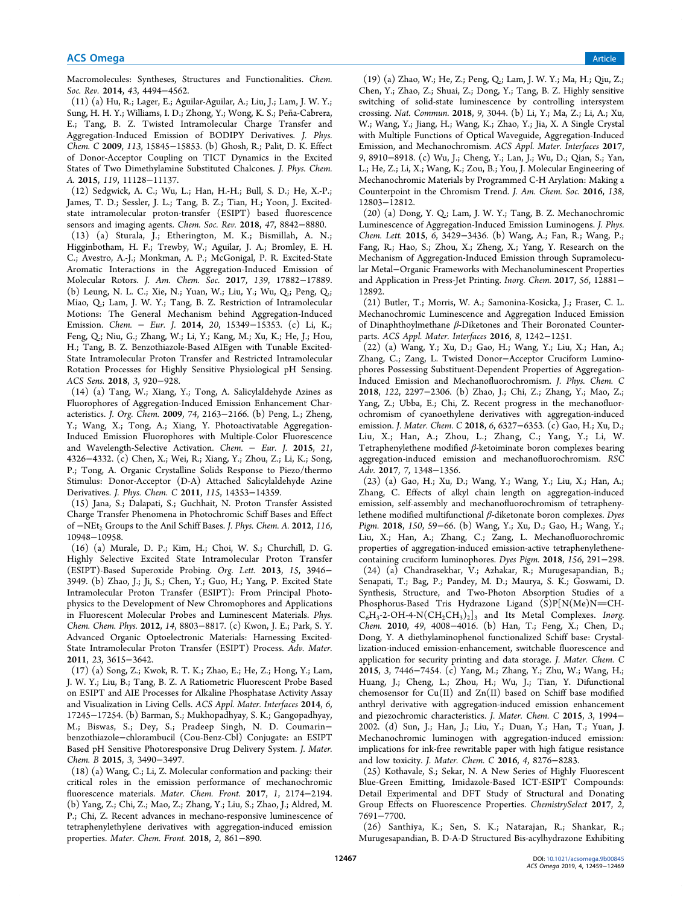Macromolecules: Syntheses, Structures and Functionalities. *Chem. Soc. Rev.* **2014**, *43*, 4494−4562.

(11) (a) Hu, R.; Lager, E.; Aguilar-Aguilar, A.; Liu, J.; Lam, J. W. Y.; Sung, H. H. Y.; Williams, I. D.; Zhong, Y.; Wong, K. S.; Peña-Cabrera, E.; Tang, B. Z. Twisted Intramolecular Charge Transfer and Aggregation-Induced Emission of BODIPY Derivatives. *J. Phys. Chem. C* **2009**, *113*, 15845−15853. (b) Ghosh, R.; Palit, D. K. Effect of Donor-Acceptor Coupling on TICT Dynamics in the Excited States of Two Dimethylamine Substituted Chalcones. *J. Phys. Chem. A.* **2015**, *119*, 11128−11137.

(12) Sedgwick, A. C.; Wu, L.; Han, H.-H.; Bull, S. D.; He, X.-P.; James, T. D.; Sessler, J. L.; Tang, B. Z.; Tian, H.; Yoon, J. Excited-state intramolecular proton-transfer (ESIPT) based fluorescence sensors and imaging agents. *Chem. Soc. Rev.* **2018**, *47*, 8842−8880.

(13) (a) Sturala, J.; Etherington, M. K.; Bismillah, A. N.; Higginbotham, H. F.; Trewby, W.; Aguilar, J. A.; Bromley, E. H. C.; Avestro, A.-J.; Monkman, A. P.; McGonigal, P. R. Excited-State Aromatic Interactions in the Aggregation-Induced Emission of Molecular Rotors. *J. Am. Chem. Soc.* **2017**, *139*, 17882−17889. (b) Leung, N. L. C.; Xie, N.; Yuan, W.; Liu, Y.; Wu, Q.; Peng, Q.; Miao, Q.; Lam, J. W. Y.; Tang, B. Z. Restriction of Intramolecular Motions: The General Mechanism behind Aggregation-Induced Emission. *Chem. − Eur. J.* **2014**, *20*, 15349−15353. (c) Li, K.; Feng, Q.; Niu, G.; Zhang, W.; Li, Y.; Kang, M.; Xu, K.; He, J.; Hou, H.; Tang, B. Z. Benzothiazole-Based AIEgen with Tunable Excited-State Intramolecular Proton Transfer and Restricted Intramolecular Rotation Processes for Highly Sensitive Physiological pH Sensing. *ACS Sens.* **2018**, *3*, 920−928.

(14) (a) Tang, W.; Xiang, Y.; Tong, A. Salicylaldehyde Azines as Fluorophores of Aggregation-Induced Emission Enhancement Characteristics. *J. Org. Chem.* **2009**, *74*, 2163−2166. (b) Peng, L.; Zheng, Y.; Wang, X.; Tong, A.; Xiang, Y. Photoactivatable Aggregation-Induced Emission Fluorophores with Multiple-Color Fluorescence and Wavelength-Selective Activation. *Chem. − Eur. J.* **2015**, *21*, 4326−4332. (c) Chen, X.; Wei, R.; Xiang, Y.; Zhou, Z.; Li, K.; Song, P.; Tong, A. Organic Crystalline Solids Response to Piezo/thermo Stimulus: Donor-Acceptor (D-A) Attached Salicylaldehyde Azine Derivatives. *J. Phys. Chem. C* **2011**, *115*, 14353−14359.

(15) Jana, S.; Dalapati, S.; Guchhait, N. Proton Transfer Assisted Charge Transfer Phenomena in Photochromic Schiff Bases and Effect of $-NEt_2$ Groups to the Anil Schiff Bases. *J. Phys. Chem. A.* **2012**, *116*, 10948−10958.

(16) (a) Murale, D. P.; Kim, H.; Choi, W. S.; Churchill, D. G. Highly Selective Excited State Intramolecular Proton Transfer (ESIPT)-Based Superoxide Probing. *Org. Lett.* **2013**, *15*, 3946−3949. (b) Zhao, J.; Ji, S.; Chen, Y.; Guo, H.; Yang, P. Excited State Intramolecular Proton Transfer (ESIPT): From Principal Photophysics to the Development of New Chromophores and Applications in Fluorescent Molecular Probes and Luminescent Materials. *Phys. Chem. Chem. Phys.* **2012**, *14*, 8803−8817. (c) Kwon, J. E.; Park, S. Y. Advanced Organic Optoelectronic Materials: Harnessing Excited-State Intramolecular Proton Transfer (ESIPT) Process. *Adv. Mater.* **2011**, *23*, 3615−3642.

(17) (a) Song, Z.; Kwok, R. T. K.; Zhao, E.; He, Z.; Hong, Y.; Lam, J. W. Y.; Liu, B.; Tang, B. Z. A Ratiometric Fluorescent Probe Based on ESIPT and AIE Processes for Alkaline Phosphatase Activity Assay and Visualization in Living Cells. *ACS Appl. Mater. Interfaces* **2014**, *6*, 17245−17254. (b) Barman, S.; Mukhopadhyay, S. K.; Gangopadhyay, M.; Biswas, S.; Dey, S.; Pradeep Singh, N. D. Coumarin−benzothiazole−chlorambucil (Cou-Benz-Cbl) Conjugate: an ESIPT Based pH Sensitive Photoresponsive Drug Delivery System. *J. Mater. Chem. B* **2015**, *3*, 3490−3497.

(18) (a) Wang, C.; Li, Z. Molecular conformation and packing: their critical roles in the emission performance of mechanochromic fluorescence materials. *Mater. Chem. Front.* **2017**, *1*, 2174−2194. (b) Yang, Z.; Chi, Z.; Mao, Z.; Zhang, Y.; Liu, S.; Zhao, J.; Aldred, M. P.; Chi, Z. Recent advances in mechano-responsive luminescence of tetraphenylethylene derivatives with aggregation-induced emission properties. *Mater. Chem. Front.* **2018**, *2*, 861−890.

(19) (a) Zhao, W.; He, Z.; Peng, Q.; Lam, J. W. Y.; Ma, H.; Qiu, Z.; Chen, Y.; Zhao, Z.; Shuai, Z.; Dong, Y.; Tang, B. Z. Highly sensitive switching of solid-state luminescence by controlling intersystem crossing. *Nat. Commun.* **2018**, *9*, 3044. (b) Li, Y.; Ma, Z.; Li, A.; Xu, W.; Wang, Y.; Jiang, H.; Wang, K.; Zhao, Y.; Jia, X. A Single Crystal with Multiple Functions of Optical Waveguide, Aggregation-Induced Emission, and Mechanochromism. *ACS Appl. Mater. Interfaces* **2017**, *9*, 8910−8918. (c) Wu, J.; Cheng, Y.; Lan, J.; Wu, D.; Qian, S.; Yan, L.; He, Z.; Li, X.; Wang, K.; Zou, B.; You, J. Molecular Engineering of Mechanochromic Materials by Programmed C-H Arylation: Making a Counterpoint in the Chromism Trend. *J. Am. Chem. Soc.* **2016**, *138*, 12803−12812.

(20) (a) Dong, Y. Q.; Lam, J. W. Y.; Tang, B. Z. Mechanochromic Luminescence of Aggregation-Induced Emission Luminogens. *J. Phys. Chem. Lett.* **2015**, *6*, 3429−3436. (b) Wang, A.; Fan, R.; Wang, P.; Fang, R.; Hao, S.; Zhou, X.; Zheng, X.; Yang, Y. Research on the Mechanism of Aggregation-Induced Emission through Supramolecular Metal−Organic Frameworks with Mechanoluminescent Properties and Application in Press-Jet Printing. *Inorg. Chem.* **2017**, *56*, 12881−12892.

(21) Butler, T.; Morris, W. A.; Samonina-Kosicka, J.; Fraser, C. L. Mechanochromic Luminescence and Aggregation Induced Emission of Dinaphthoylmethane β-Diketones and Their Boronated Counterparts. *ACS Appl. Mater. Interfaces* **2016**, *8*, 1242−1251.

(22) (a) Wang, Y.; Xu, D.; Gao, H.; Wang, Y.; Liu, X.; Han, A.; Zhang, C.; Zang, L. Twisted Donor−Acceptor Cruciform Luminophores Possessing Substituent-Dependent Properties of Aggregation-Induced Emission and Mechanofluorochromism. *J. Phys. Chem. C* **2018**, *122*, 2297−2306. (b) Zhao, J.; Chi, Z.; Zhang, Y.; Mao, Z.; Yang, Z.; Ubba, E.; Chi, Z. Recent progress in the mechanofluorochromism of cyanoethylene derivatives with aggregation-induced emission. *J. Mater. Chem. C* **2018**, *6*, 6327−6353. (c) Gao, H.; Xu, D.; Liu, X.; Han, A.; Zhou, L.; Zhang, C.; Yang, Y.; Li, W. Tetraphenylethene modified β-ketoiminate boron complexes bearing aggregation-induced emission and mechanofluorochromism. *RSC Adv.* **2017**, *7*, 1348−1356.

(23) (a) Gao, H.; Xu, D.; Wang, Y.; Wang, Y.; Liu, X.; Han, A.; Zhang, C. Effects of alkyl chain length on aggregation-induced emission, self-assembly and mechanofluorochromism of tetraphenylethene modified multifunctional β-diketonate boron complexes. *Dyes Pigm.* **2018**, *150*, 59−66. (b) Wang, Y.; Xu, D.; Gao, H.; Wang, Y.; Liu, X.; Han, A.; Zhang, C.; Zang, L. Mechanofluorochromic properties of aggregation-induced emission-active tetraphenylethene-containing cruciform luminophores. *Dyes Pigm.* **2018**, *156*, 291−298.

(24) (a) Chandrasekhar, V.; Azhakar, R.; Murugesapandian, B.; Senapati, T.; Bag, P.; Pandey, M. D.; Maurya, S. K.; Goswami, D. Synthesis, Structure, and Two-Photon Absorption Studies of a Phosphorus-Based Tris Hydrazone Ligand (S)P[N(Me)N=CH-$C_6H_3$-2-OH-4-N$(CH_2CH_3)_2$]$_3$ and Its Metal Complexes. *Inorg. Chem.* **2010**, *49*, 4008−4016. (b) Han, T.; Feng, X.; Chen, D.; Dong, Y. A diethylaminophenol functionalized Schiff base: Crystallization-induced emission-enhancement, switchable fluorescence and application for security printing and data storage. *J. Mater. Chem. C* **2015**, *3*, 7446−7454. (c) Yang, M.; Zhang, Y.; Zhu, W.; Wang, H.; Huang, J.; Cheng, L.; Zhou, H.; Wu, J.; Tian, Y. Difunctional chemosensor for Cu(II) and Zn(II) based on Schiff base modified anthryl derivative with aggregation-induced emission enhancement and piezochromic characteristics. *J. Mater. Chem. C* **2015**, *3*, 1994−2002. (d) Sun, J.; Han, J.; Liu, Y.; Duan, Y.; Han, T.; Yuan, J. Mechanochromic luminogen with aggregation-induced emission: implications for ink-free rewritable paper with high fatigue resistance and low toxicity. *J. Mater. Chem. C* **2016**, *4*, 8276−8283.

(25) Kothavale, S.; Sekar, N. A New Series of Highly Fluorescent Blue-Green Emitting, Imidazole-Based ICT-ESIPT Compounds: Detail Experimental and DFT Study of Structural and Donating Group Effects on Fluorescence Properties. *ChemistrySelect* **2017**, *2*, 7691−7700.

(26) Santhiya, K.; Sen, S. K.; Natarajan, R.; Shankar, R.; Murugesapandian, B. D-A-D Structured Bis-acylhydrazone Exhibiting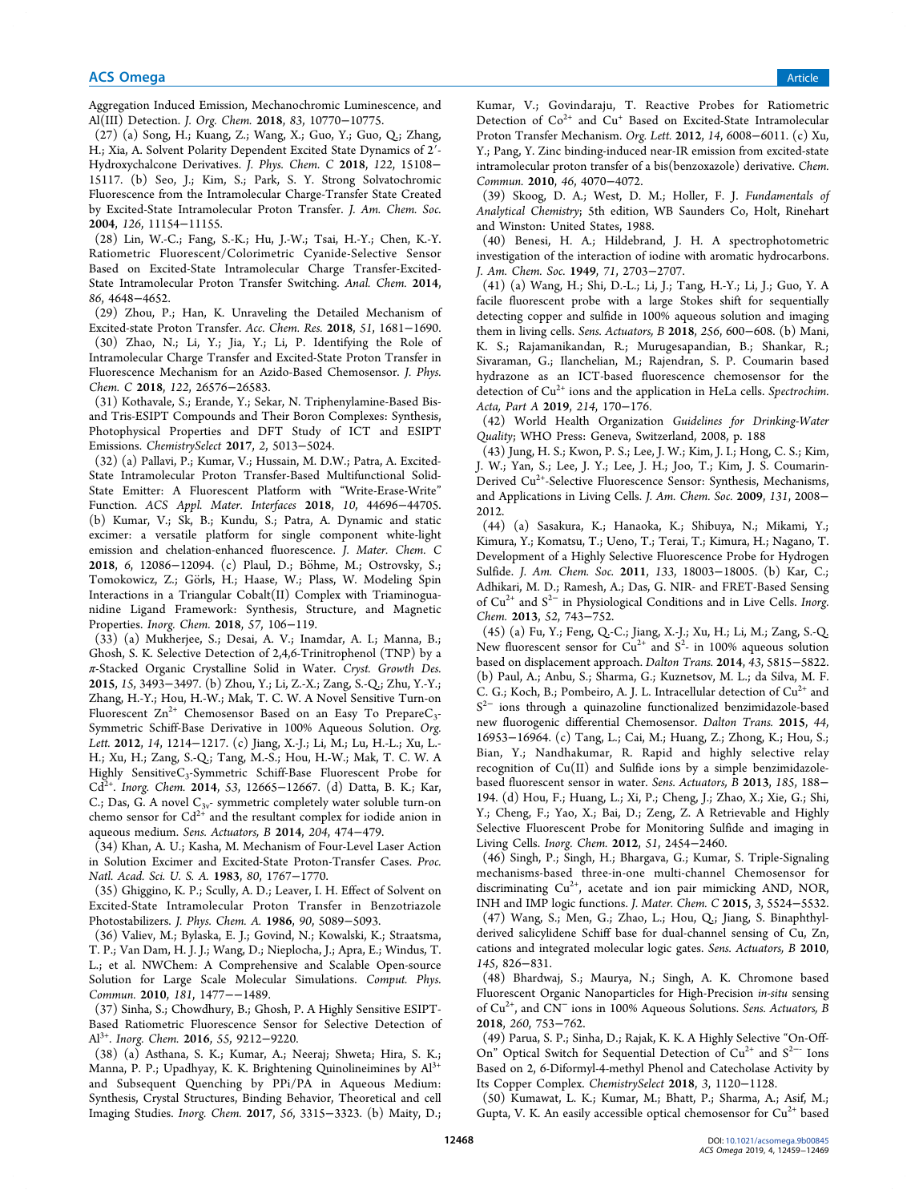Aggregation Induced Emission, Mechanochromic Luminescence, and Al(III) Detection. *J. Org. Chem.* **2018**, *83*, 10770−10775.

(27) (a) Song, H.; Kuang, Z.; Wang, X.; Guo, Y.; Guo, Q.; Zhang, H.; Xia, A. Solvent Polarity Dependent Excited State Dynamics of 2′-Hydroxychalcone Derivatives. *J. Phys. Chem. C* **2018**, *122*, 15108−15117. (b) Seo, J.; Kim, S.; Park, S. Y. Strong Solvatochromic Fluorescence from the Intramolecular Charge-Transfer State Created by Excited-State Intramolecular Proton Transfer. *J. Am. Chem. Soc.* **2004**, *126*, 11154−11155.

(28) Lin, W.-C.; Fang, S.-K.; Hu, J.-W.; Tsai, H.-Y.; Chen, K.-Y. Ratiometric Fluorescent/Colorimetric Cyanide-Selective Sensor Based on Excited-State Intramolecular Charge Transfer-Excited-State Intramolecular Proton Transfer Switching. *Anal. Chem.* **2014**, *86*, 4648−4652.

(29) Zhou, P.; Han, K. Unraveling the Detailed Mechanism of Excited-state Proton Transfer. *Acc. Chem. Res.* **2018**, *51*, 1681−1690.

(30) Zhao, N.; Li, Y.; Jia, Y.; Li, P. Identifying the Role of Intramolecular Charge Transfer and Excited-State Proton Transfer in Fluorescence Mechanism for an Azido-Based Chemosensor. *J. Phys. Chem. C* **2018**, *122*, 26576−26583.

(31) Kothavale, S.; Erande, Y.; Sekar, N. Triphenylamine-Based Bis- and Tris-ESIPT Compounds and Their Boron Complexes: Synthesis, Photophysical Properties and DFT Study of ICT and ESIPT Emissions. *ChemistrySelect* **2017**, *2*, 5013−5024.

(32) (a) Pallavi, P.; Kumar, V.; Hussain, M. D.W.; Patra, A. Excited-State Intramolecular Proton Transfer-Based Multifunctional Solid-State Emitter: A Fluorescent Platform with "Write-Erase-Write" Function. *ACS Appl. Mater. Interfaces* **2018**, *10*, 44696−44705. (b) Kumar, V.; Sk, B.; Kundu, S.; Patra, A. Dynamic and static excimer: a versatile platform for single component white-light emission and chelation-enhanced fluorescence. *J. Mater. Chem. C* **2018**, *6*, 12086−12094. (c) Plaul, D.; Böhme, M.; Ostrovsky, S.; Tomokowicz, Z.; Görls, H.; Haase, W.; Plass, W. Modeling Spin Interactions in a Triangular Cobalt(II) Complex with Triaminoguanidine Ligand Framework: Synthesis, Structure, and Magnetic Properties. *Inorg. Chem.* **2018**, *57*, 106−119.

(33) (a) Mukherjee, S.; Desai, A. V.; Inamdar, A. I.; Manna, B.; Ghosh, S. K. Selective Detection of 2,4,6-Trinitrophenol (TNP) by a π-Stacked Organic Crystalline Solid in Water. *Cryst. Growth Des.* **2015**, *15*, 3493−3497. (b) Zhou, Y.; Li, Z.-X.; Zang, S.-Q.; Zhu, Y.-Y.; Zhang, H.-Y.; Hou, H.-W.; Mak, T. C. W. A Novel Sensitive Turn-on Fluorescent $Zn^{2+}$ Chemosensor Based on an Easy To Prepare$C_3$-Symmetric Schiff-Base Derivative in 100% Aqueous Solution. *Org. Lett.* **2012**, *14*, 1214−1217. (c) Jiang, X.-J.; Li, M.; Lu, H.-L.; Xu, L.-H.; Xu, H.; Zang, S.-Q.; Tang, M.-S.; Hou, H.-W.; Mak, T. C. W. A Highly Sensitive$C_3$-Symmetric Schiff-Base Fluorescent Probe for $Cd^{2+}$. *Inorg. Chem.* **2014**, *53*, 12665−12667. (d) Datta, B. K.; Kar, C.; Das, G. A novel $C_{3v}$- symmetric completely water soluble turn-on chemo sensor for $Cd^{2+}$ and the resultant complex for iodide anion in aqueous medium. *Sens. Actuators, B* **2014**, *204*, 474−479.

(34) Khan, A. U.; Kasha, M. Mechanism of Four-Level Laser Action in Solution Excimer and Excited-State Proton-Transfer Cases. *Proc. Natl. Acad. Sci. U. S. A.* **1983**, *80*, 1767−1770.

(35) Ghiggino, K. P.; Scully, A. D.; Leaver, I. H. Effect of Solvent on Excited-State Intramolecular Proton Transfer in Benzotriazole Photostabilizers. *J. Phys. Chem. A.* **1986**, *90*, 5089−5093.

(36) Valiev, M.; Bylaska, E. J.; Govind, N.; Kowalski, K.; Straatsma, T. P.; Van Dam, H. J. J.; Wang, D.; Nieplocha, J.; Apra, E.; Windus, T. L.; et al. NWChem: A Comprehensive and Scalable Open-source Solution for Large Scale Molecular Simulations. *Comput. Phys. Commun.* **2010**, *181*, 1477−−1489.

(37) Sinha, S.; Chowdhury, B.; Ghosh, P. A Highly Sensitive ESIPT-Based Ratiometric Fluorescence Sensor for Selective Detection of $Al^{3+}$. *Inorg. Chem.* **2016**, *55*, 9212−9220.

(38) (a) Asthana, S. K.; Kumar, A.; Neeraj; Shweta; Hira, S. K.; Manna, P. P.; Upadhyay, K. K. Brightening Quinolineimines by $Al^{3+}$ and Subsequent Quenching by PPi/PA in Aqueous Medium: Synthesis, Crystal Structures, Binding Behavior, Theoretical and cell Imaging Studies. *Inorg. Chem.* **2017**, *56*, 3315−3323. (b) Maity, D.; Kumar, V.; Govindaraju, T. Reactive Probes for Ratiometric Detection of $Co^{2+}$ and $Cu^{+}$ Based on Excited-State Intramolecular Proton Transfer Mechanism. *Org. Lett.* **2012**, *14*, 6008−6011. (c) Xu, Y.; Pang, Y. Zinc binding-induced near-IR emission from excited-state intramolecular proton transfer of a bis(benzoxazole) derivative. *Chem. Commun.* **2010**, *46*, 4070−4072.

(39) Skoog, D. A.; West, D. M.; Holler, F. J. *Fundamentals of Analytical Chemistry*; 5th edition, WB Saunders Co, Holt, Rinehart and Winston: United States, 1988.

(40) Benesi, H. A.; Hildebrand, J. H. A spectrophotometric investigation of the interaction of iodine with aromatic hydrocarbons. *J. Am. Chem. Soc.* **1949**, *71*, 2703−2707.

(41) (a) Wang, H.; Shi, D.-L.; Li, J.; Tang, H.-Y.; Li, J.; Guo, Y. A facile fluorescent probe with a large Stokes shift for sequentially detecting copper and sulfide in 100% aqueous solution and imaging them in living cells. *Sens. Actuators, B* **2018**, *256*, 600−608. (b) Mani, K. S.; Rajamanikandan, R.; Murugesapandian, B.; Shankar, R.; Sivaraman, G.; Ilanchelian, M.; Rajendran, S. P. Coumarin based hydrazone as an ICT-based fluorescence chemosensor for the detection of $Cu^{2+}$ ions and the application in HeLa cells. *Spectrochim. Acta, Part A* **2019**, *214*, 170−176.

(42) World Health Organization *Guidelines for Drinking-Water Quality*; WHO Press: Geneva, Switzerland, 2008, p. 188

(43) Jung, H. S.; Kwon, P. S.; Lee, J. W.; Kim, J. I.; Hong, C. S.; Kim, J. W.; Yan, S.; Lee, J. Y.; Lee, J. H.; Joo, T.; Kim, J. S. Coumarin-Derived $Cu^{2+}$-Selective Fluorescence Sensor: Synthesis, Mechanisms, and Applications in Living Cells. *J. Am. Chem. Soc.* **2009**, *131*, 2008−2012.

(44) (a) Sasakura, K.; Hanaoka, K.; Shibuya, N.; Mikami, Y.; Kimura, Y.; Komatsu, T.; Ueno, T.; Terai, T.; Kimura, H.; Nagano, T. Development of a Highly Selective Fluorescence Probe for Hydrogen Sulfide. *J. Am. Chem. Soc.* **2011**, *133*, 18003−18005. (b) Kar, C.; Adhikari, M. D.; Ramesh, A.; Das, G. NIR- and FRET-Based Sensing of $Cu^{2+}$ and $S^{2-}$ in Physiological Conditions and in Live Cells. *Inorg. Chem.* **2013**, *52*, 743−752.

(45) (a) Fu, Y.; Feng, Q.-C.; Jiang, X.-J.; Xu, H.; Li, M.; Zang, S.-Q. New fluorescent sensor for $Cu^{2+}$ and $S^{2-}$ in 100% aqueous solution based on displacement approach. *Dalton Trans.* **2014**, *43*, 5815−5822. (b) Paul, A.; Anbu, S.; Sharma, G.; Kuznetsov, M. L.; da Silva, M. F. C. G.; Koch, B.; Pombeiro, A. J. L. Intracellular detection of $Cu^{2+}$ and $S^{2-}$ ions through a quinazoline functionalized benzimidazole-based new fluorogenic differential Chemosensor. *Dalton Trans.* **2015**, *44*, 16953−16964. (c) Tang, L.; Cai, M.; Huang, Z.; Zhong, K.; Hou, S.; Bian, Y.; Nandhakumar, R. Rapid and highly selective relay recognition of Cu(II) and Sulfide ions by a simple benzimidazole-based fluorescent sensor in water. *Sens. Actuators, B* **2013**, *185*, 188−194. (d) Hou, F.; Huang, L.; Xi, P.; Cheng, J.; Zhao, X.; Xie, G.; Shi, Y.; Cheng, F.; Yao, X.; Bai, D.; Zeng, Z. A Retrievable and Highly Selective Fluorescent Probe for Monitoring Sulfide and imaging in Living Cells. *Inorg. Chem.* **2012**, *51*, 2454−2460.

(46) Singh, P.; Singh, H.; Bhargava, G.; Kumar, S. Triple-Signaling mechanisms-based three-in-one multi-channel Chemosensor for discriminating $Cu^{2+}$, acetate and ion pair mimicking AND, NOR, INH and IMP logic functions. *J. Mater. Chem. C* **2015**, *3*, 5524−5532.

(47) Wang, S.; Men, G.; Zhao, L.; Hou, Q.; Jiang, S. Binaphthyl-derived salicylidene Schiff base for dual-channel sensing of Cu, Zn, cations and integrated molecular logic gates. *Sens. Actuators, B* **2010**, *145*, 826−831.

(48) Bhardwaj, S.; Maurya, N.; Singh, A. K. Chromone based Fluorescent Organic Nanoparticles for High-Precision *in-situ* sensing of $Cu^{2+}$, and $CN^{-}$ ions in 100% Aqueous Solutions. *Sens. Actuators, B* **2018**, *260*, 753−762.

(49) Parua, S. P.; Sinha, D.; Rajak, K. K. A Highly Selective "On-Off-On" Optical Switch for Sequential Detection of $Cu^{2+}$ and $S^{2-}$ Ions Based on 2, 6-Diformyl-4-methyl Phenol and Catecholase Activity by Its Copper Complex. *ChemistrySelect* **2018**, *3*, 1120−1128.

(50) Kumawat, L. K.; Kumar, M.; Bhatt, P.; Sharma, A.; Asif, M.; Gupta, V. K. An easily accessible optical chemosensor for $Cu^{2+}$ based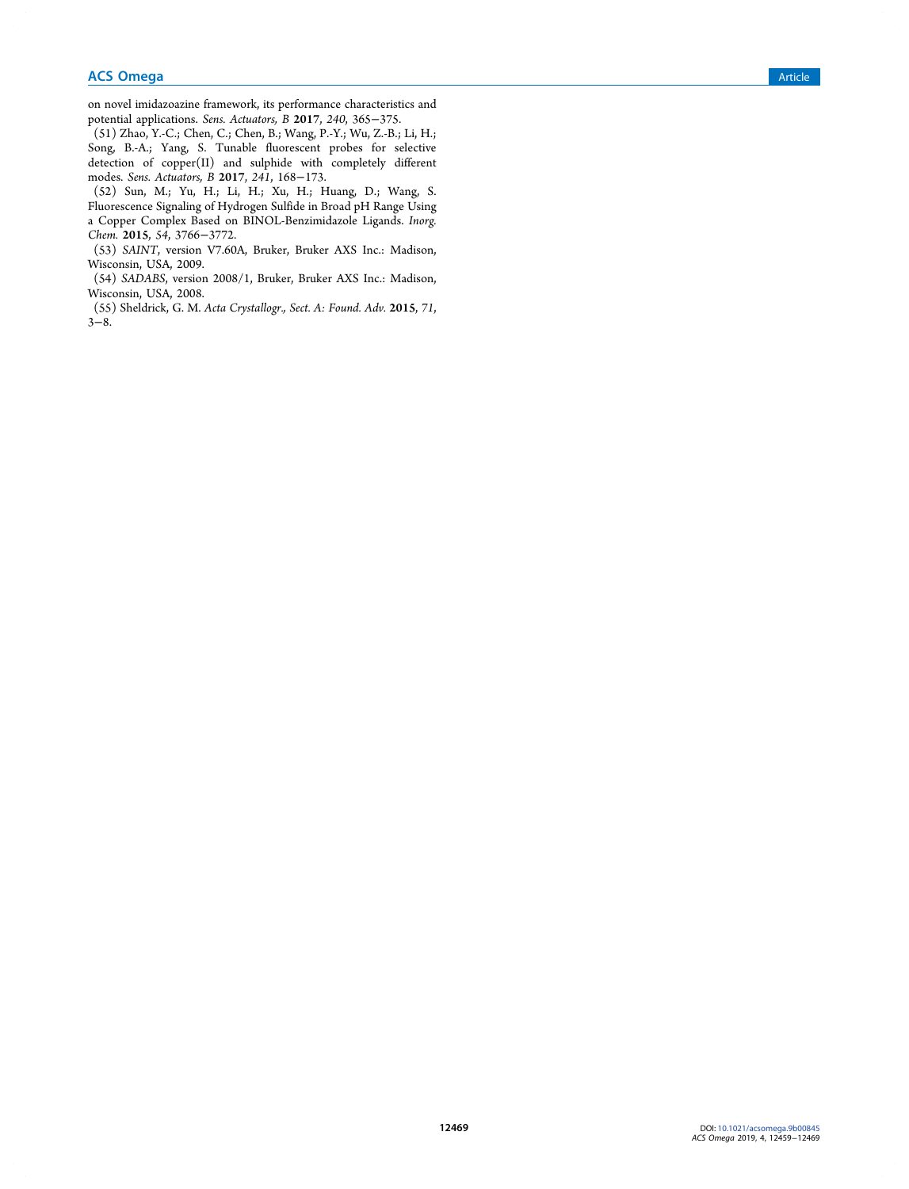on novel imidazoazine framework, its performance characteristics and potential applications. *Sens. Actuators, B* **2017**, *240*, 365−375.

(51) Zhao, Y.-C.; Chen, C.; Chen, B.; Wang, P.-Y.; Wu, Z.-B.; Li, H.; Song, B.-A.; Yang, S. Tunable fluorescent probes for selective detection of copper(II) and sulphide with completely different modes. *Sens. Actuators, B* **2017**, *241*, 168−173.

(52) Sun, M.; Yu, H.; Li, H.; Xu, H.; Huang, D.; Wang, S. Fluorescence Signaling of Hydrogen Sulfide in Broad pH Range Using a Copper Complex Based on BINOL-Benzimidazole Ligands. *Inorg. Chem.* **2015**, *54*, 3766−3772.

(53) *SAINT*, version V7.60A, Bruker, Bruker AXS Inc.: Madison, Wisconsin, USA, 2009.

(54) *SADABS*, version 2008/1, Bruker, Bruker AXS Inc.: Madison, Wisconsin, USA, 2008.

(55) Sheldrick, G. M. *Acta Crystallogr., Sect. A: Found. Adv.* **2015**, *71*, 3−8.